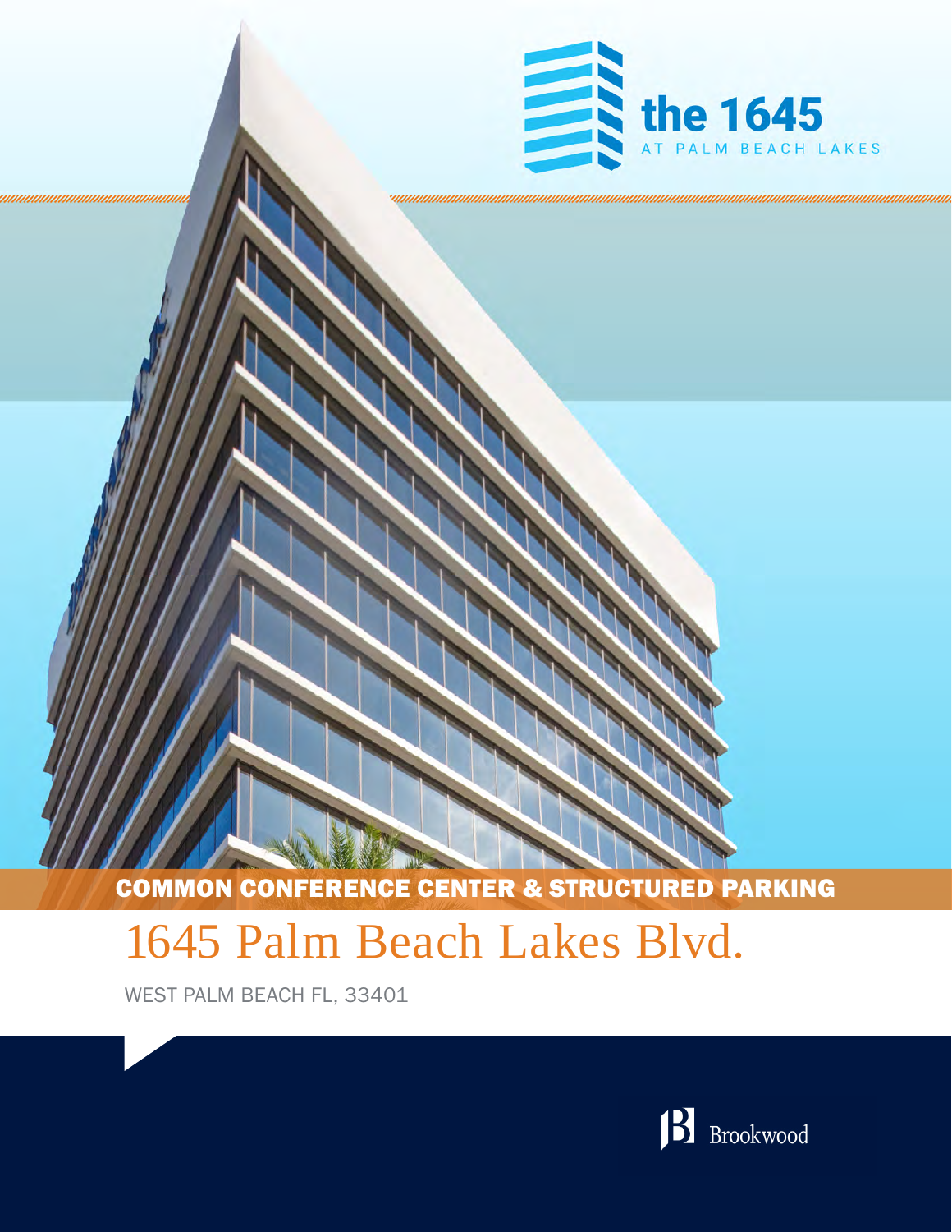the 1645

AT PALM BEACH LAKES

COMMON CONFERENCE CENTER & STRUCTURED PARKING

# 1645 Palm Beach Lakes Blvd.

WEST PALM BEACH FL, 33401

Brookwood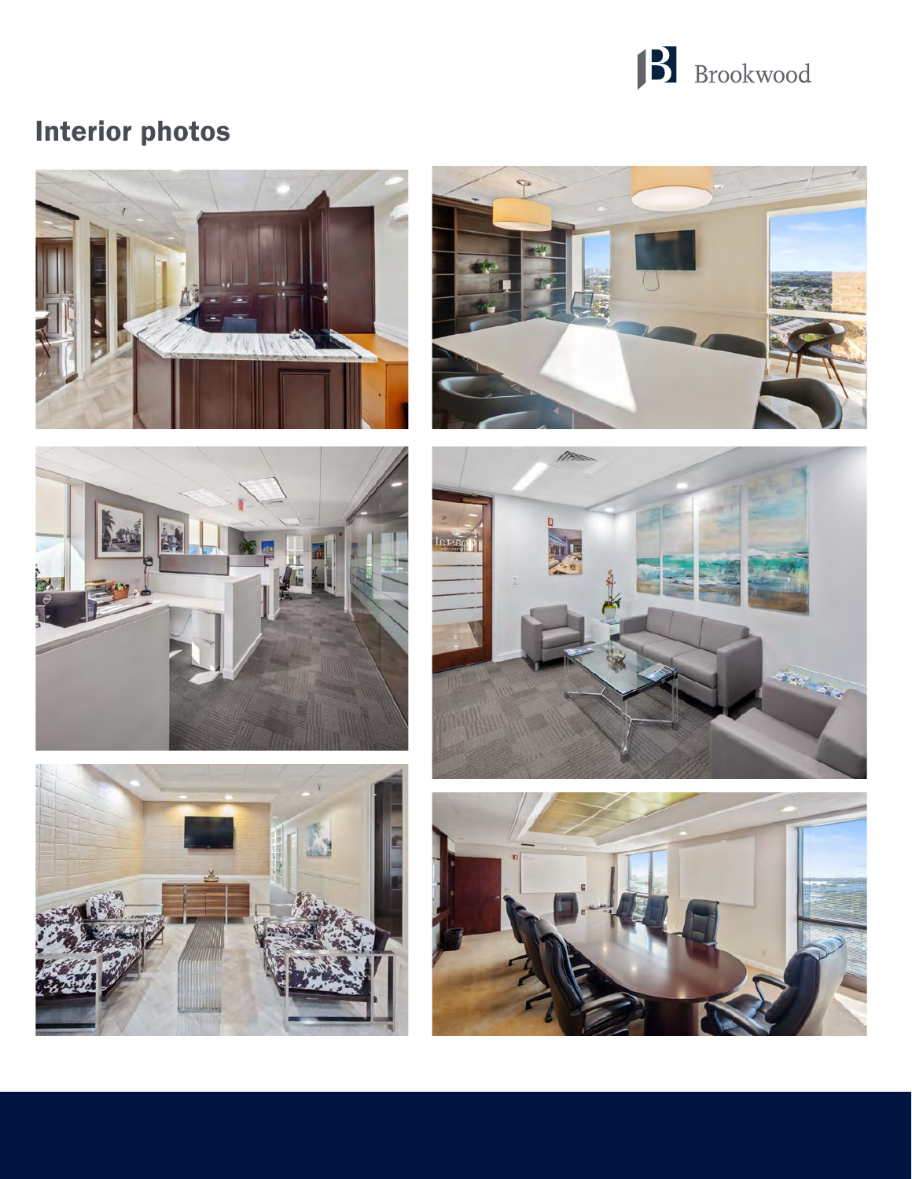## Interior photos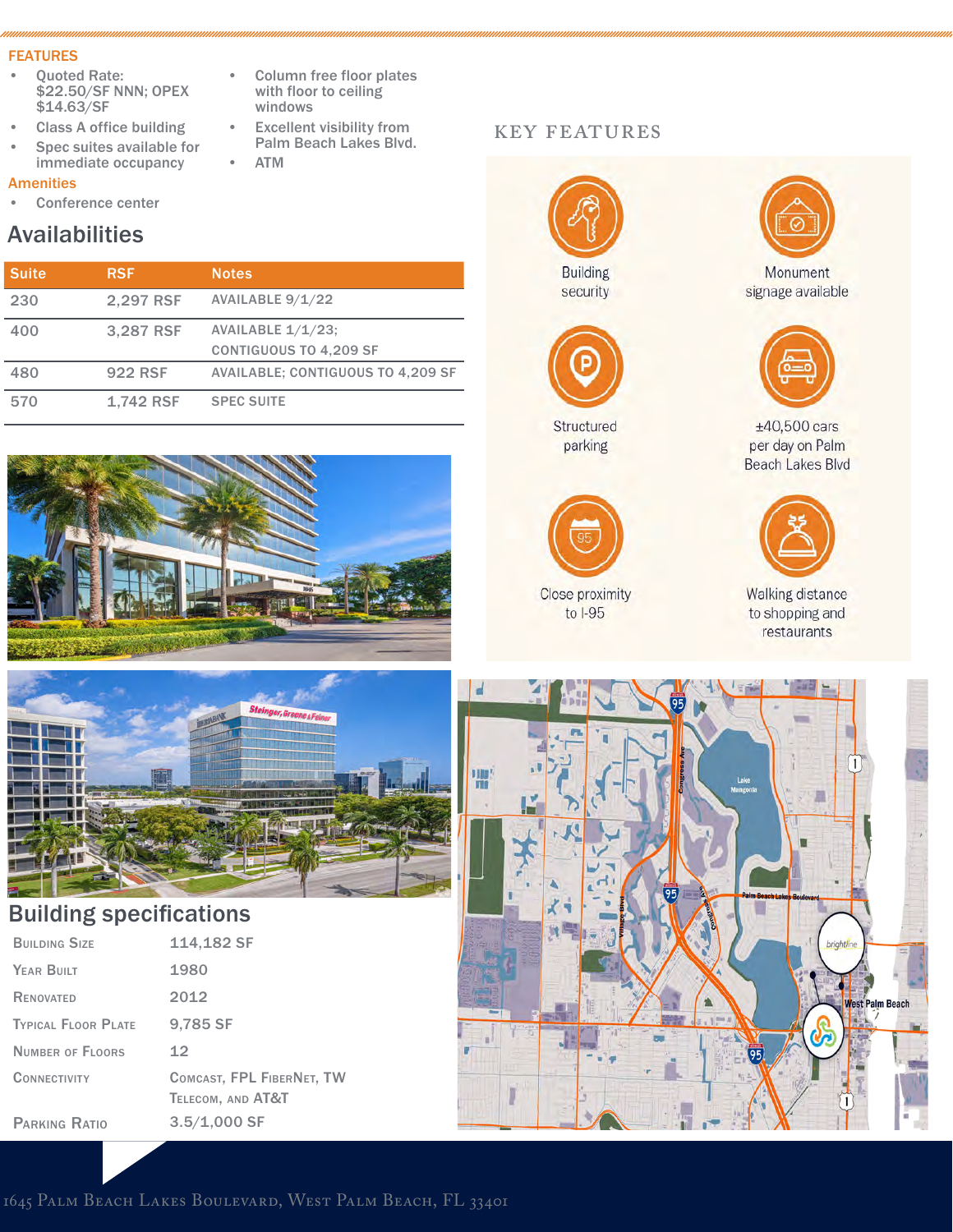## FEATURES

- Quoted Rate: $22.50/SF NNN; OPEX $14.63/SF
- Class A office building
- Spec suites available for immediate occupancy
- Column free floor plates with floor to ceiling windows
- Excellent visibility from Palm Beach Lakes Blvd.
- ATM

### Amenities

- Conference center

## Availabilities

| Suite | RSF | Notes |
|---|---|---|
| 230 | 2,297 RSF | AVAILABLE 9/1/22 |
| 400 | 3,287 RSF | AVAILABLE 1/1/23; CONTIGUOUS TO 4,209 SF |
| 480 | 922 RSF | AVAILABLE; CONTIGUOUS TO 4,209 SF |
| 570 | 1,742 RSF | SPEC SUITE |

## KEY FEATURES

- Building security
- Monument signage available
- Structured parking
- ±40,500 cars per day on Palm Beach Lakes Blvd
- Close proximity to I-95
- Walking distance to shopping and restaurants

## Building specifications

| | |
|---|---|
| Building Size | 114,182 SF |
| Year Built | 1980 |
| Renovated | 2012 |
| Typical Floor Plate | 9,785 SF |
| Number of Floors | 12 |
| Connectivity | Comcast, FPL FiberNet, TW Telecom, and AT&T |
| Parking Ratio | 3.5/1,000 SF |

1645 Palm Beach Lakes Boulevard, West Palm Beach, FL 33401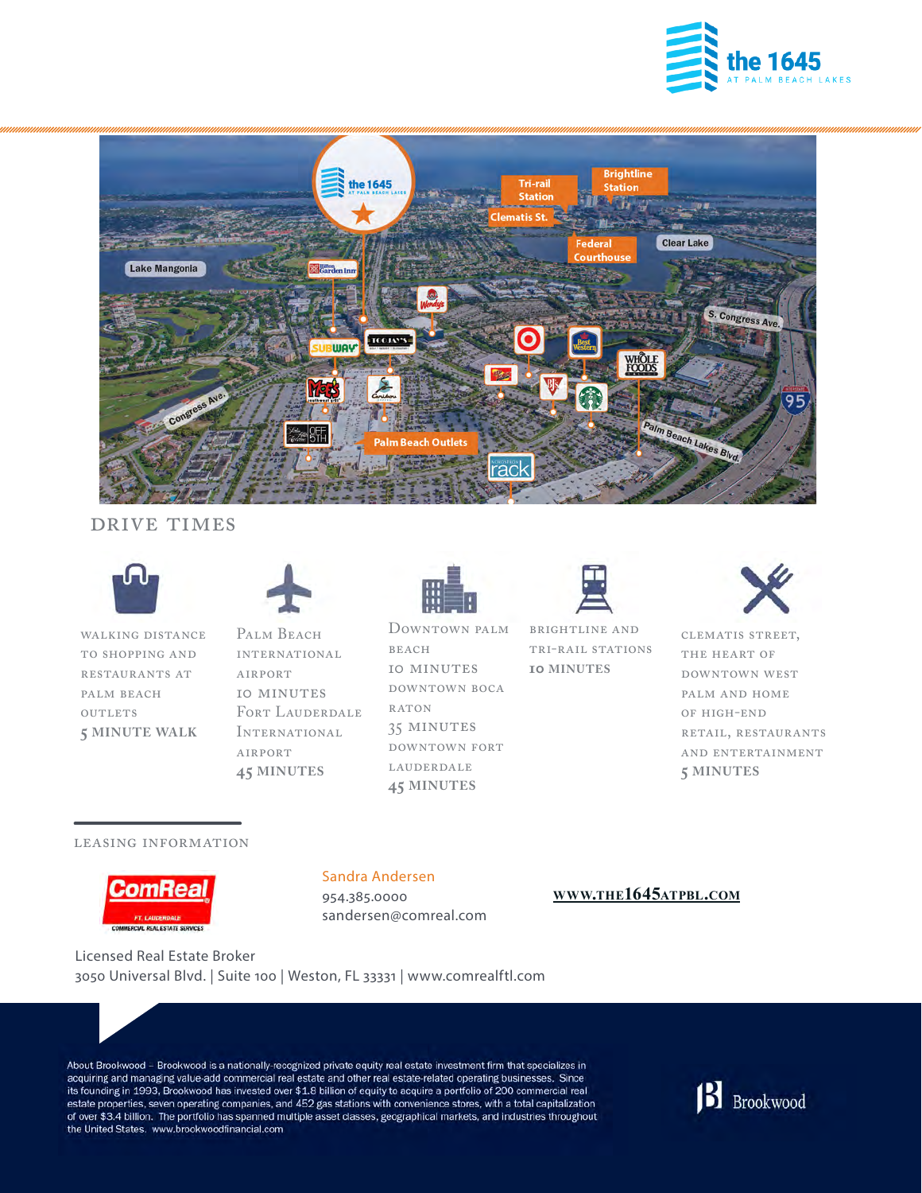the 1645
AT PALM BEACH LAKES

the 1645
AT PALM BEACH LAKES

Tri-rail Station

Brightline Station

Clematis St.

Federal Courthouse

Clear Lake

Lake Mangonia

S. Congress Ave.

Congress Ave.

Palm Beach Outlets

Palm Beach Lakes Blvd.

95

## DRIVE TIMES

WALKING DISTANCE TO SHOPPING AND RESTAURANTS AT PALM BEACH OUTLETS
5 MINUTE WALK

PALM BEACH INTERNATIONAL AIRPORT
10 MINUTES
FORT LAUDERDALE INTERNATIONAL AIRPORT
45 MINUTES

DOWNTOWN PALM BEACH
10 MINUTES
DOWNTOWN BOCA RATON
35 MINUTES
DOWNTOWN FORT LAUDERDALE
45 MINUTES

BRIGHTLINE AND TRI-RAIL STATIONS
10 MINUTES

CLEMATIS STREET, THE HEART OF DOWNTOWN WEST PALM AND HOME OF HIGH-END RETAIL, RESTAURANTS AND ENTERTAINMENT
5 MINUTES

## LEASING INFORMATION

ComReal
FT. LAUDERDALE
COMMERCIAL REAL ESTATE SERVICES

Sandra Andersen
954.385.0000
sandersen@comreal.com

WWW.THE1645ATPBL.COM

Licensed Real Estate Broker
3050 Universal Blvd. | Suite 100 | Weston, FL 33331 | www.comrealftl.com

About Brookwood – Brookwood is a nationally-recognized private equity real estate investment firm that specializes in acquiring and managing value-add commercial real estate and other real estate-related operating businesses. Since its founding in 1993, Brookwood has invested over $1.8 billion of equity to acquire a portfolio of 200 commercial real estate properties, seven operating companies, and 452 gas stations with convenience stores, with a total capitalization of over $3.4 billion. The portfolio has spanned multiple asset classes, geographical markets, and industries throughout the United States. www.brookwoodfinancial.com

Brookwood